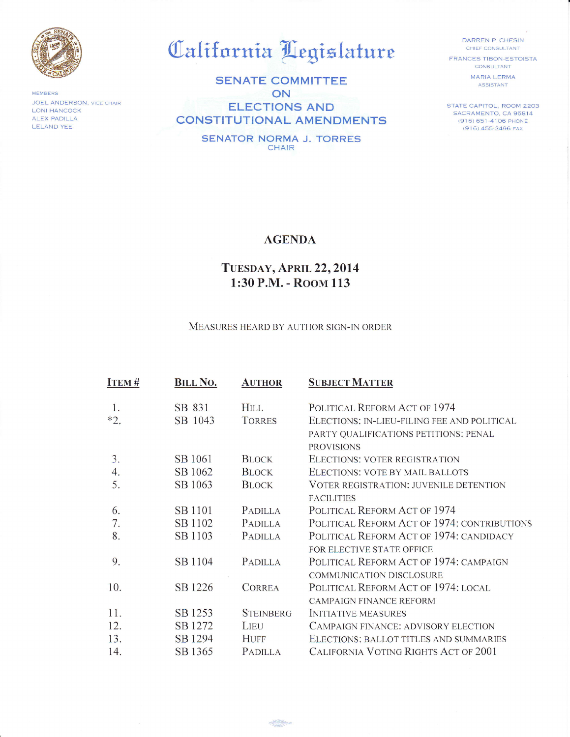# California Legislature

MEMBERS
JOEL ANDERSON, VICE CHAIR
LONI HANCOCK
ALEX PADILLA
LELAND YEE

## SENATE COMMITTEE ON ELECTIONS AND CONSTITUTIONAL AMENDMENTS

SENATOR NORMA J. TORRES
CHAIR

DARREN P. CHESIN
CHIEF CONSULTANT

FRANCES TIBON-ESTOISTA
CONSULTANT

MARIA LERMA
ASSISTANT

STATE CAPITOL, ROOM 2203
SACRAMENTO, CA 95814
(916) 651-4106 PHONE
(916) 455-2496 FAX

## AGENDA

### TUESDAY, APRIL 22, 2014
### 1:30 P.M. - ROOM 113

MEASURES HEARD BY AUTHOR SIGN-IN ORDER

| ITEM # | BILL NO. | AUTHOR | SUBJECT MATTER |
|---|---|---|---|
| 1. | SB 831 | HILL | POLITICAL REFORM ACT OF 1974 |
| *2. | SB 1043 | TORRES | ELECTIONS: IN-LIEU-FILING FEE AND POLITICAL PARTY QUALIFICATIONS PETITIONS: PENAL PROVISIONS |
| 3. | SB 1061 | BLOCK | ELECTIONS: VOTER REGISTRATION |
| 4. | SB 1062 | BLOCK | ELECTIONS: VOTE BY MAIL BALLOTS |
| 5. | SB 1063 | BLOCK | VOTER REGISTRATION: JUVENILE DETENTION FACILITIES |
| 6. | SB 1101 | PADILLA | POLITICAL REFORM ACT OF 1974 |
| 7. | SB 1102 | PADILLA | POLITICAL REFORM ACT OF 1974: CONTRIBUTIONS |
| 8. | SB 1103 | PADILLA | POLITICAL REFORM ACT OF 1974: CANDIDACY FOR ELECTIVE STATE OFFICE |
| 9. | SB 1104 | PADILLA | POLITICAL REFORM ACT OF 1974: CAMPAIGN COMMUNICATION DISCLOSURE |
| 10. | SB 1226 | CORREA | POLITICAL REFORM ACT OF 1974: LOCAL CAMPAIGN FINANCE REFORM |
| 11. | SB 1253 | STEINBERG | INITIATIVE MEASURES |
| 12. | SB 1272 | LIEU | CAMPAIGN FINANCE: ADVISORY ELECTION |
| 13. | SB 1294 | HUFF | ELECTIONS: BALLOT TITLES AND SUMMARIES |
| 14. | SB 1365 | PADILLA | CALIFORNIA VOTING RIGHTS ACT OF 2001 |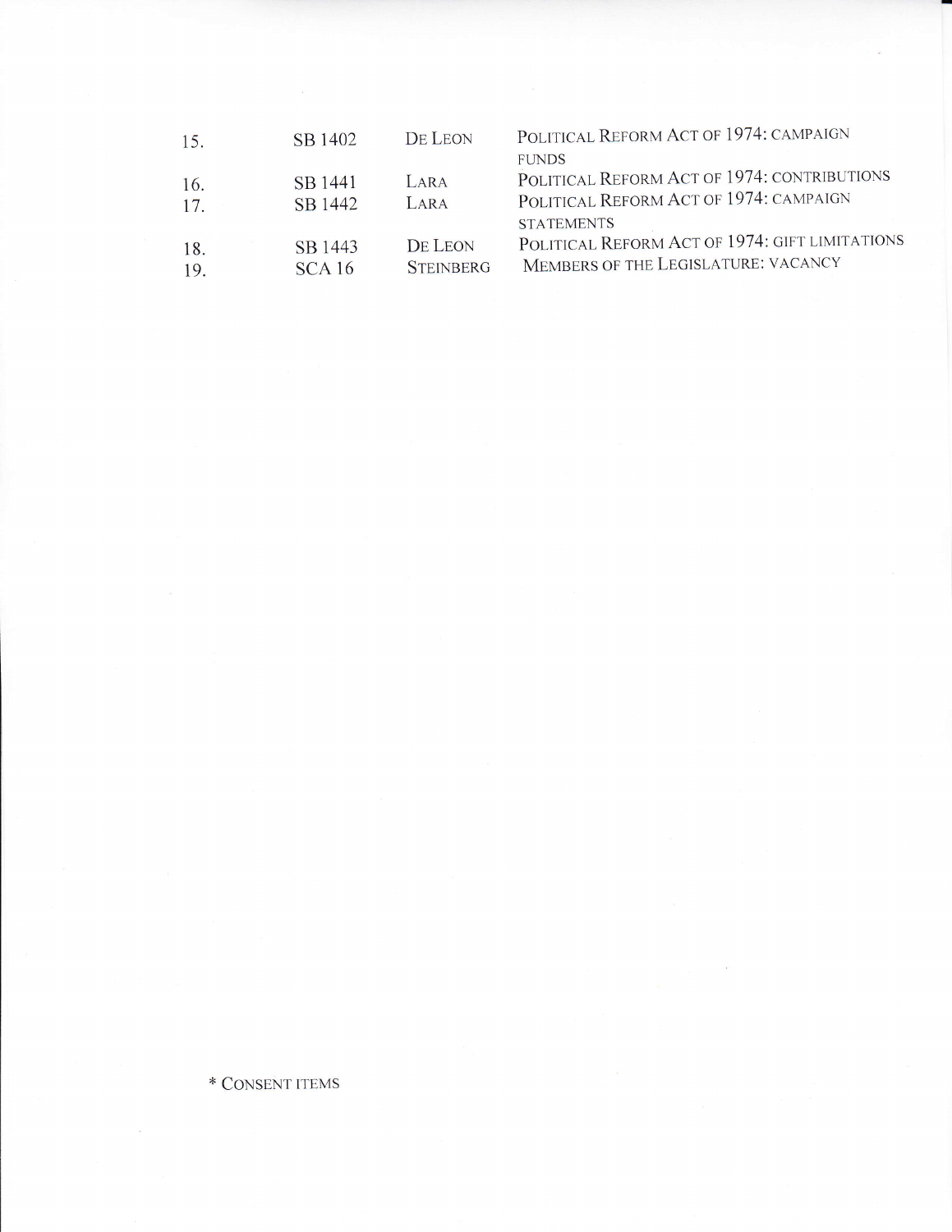| | | | |
|---|---|---|---|
| 15. | SB 1402 | De Leon | Political Reform Act of 1974: campaign funds |
| 16. | SB 1441 | Lara | Political Reform Act of 1974: contributions |
| 17. | SB 1442 | Lara | Political Reform Act of 1974: campaign statements |
| 18. | SB 1443 | De Leon | Political Reform Act of 1974: gift limitations |
| 19. | SCA 16 | Steinberg | Members of the Legislature: vacancy |

* Consent items